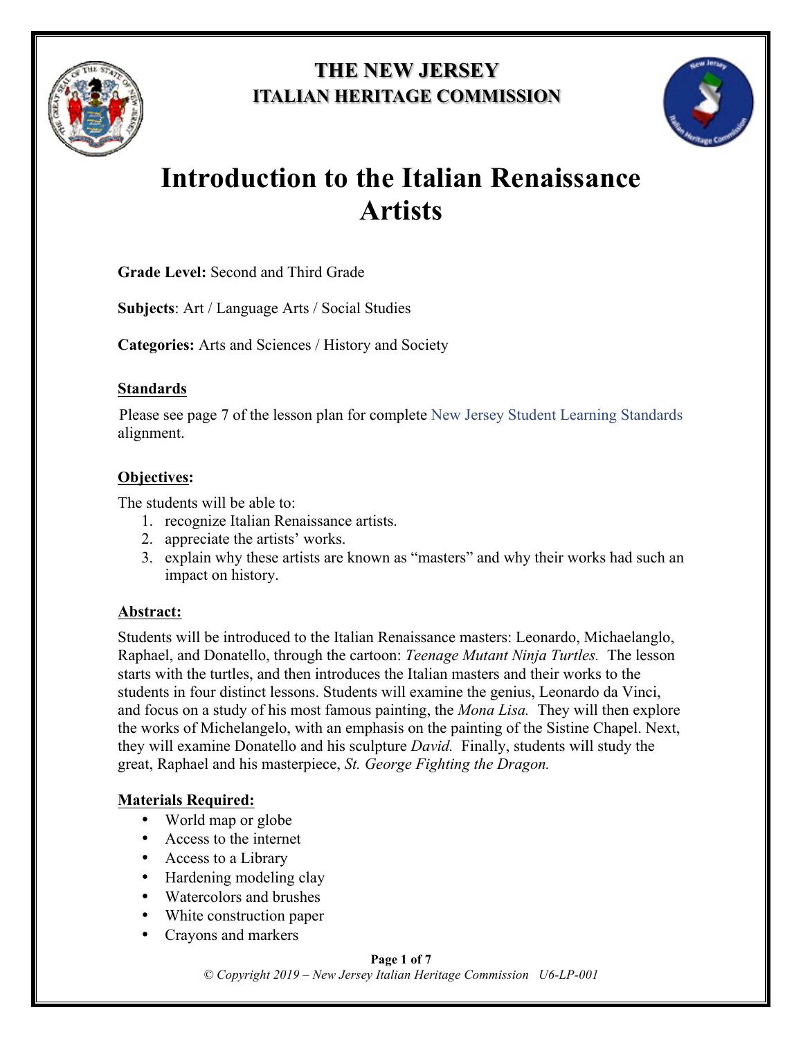**THE NEW JERSEY**
**ITALIAN HERITAGE COMMISSION**

# Introduction to the Italian Renaissance Artists

**Grade Level:** Second and Third Grade

**Subjects**: Art / Language Arts / Social Studies

**Categories:** Arts and Sciences / History and Society

**Standards**

Please see page 7 of the lesson plan for complete New Jersey Student Learning Standards alignment.

**Objectives:**

The students will be able to:

1. recognize Italian Renaissance artists.
2. appreciate the artists' works.
3. explain why these artists are known as "masters" and why their works had such an impact on history.

**Abstract:**

Students will be introduced to the Italian Renaissance masters: Leonardo, Michaelanglo, Raphael, and Donatello, through the cartoon: *Teenage Mutant Ninja Turtles.* The lesson starts with the turtles, and then introduces the Italian masters and their works to the students in four distinct lessons. Students will examine the genius, Leonardo da Vinci, and focus on a study of his most famous painting, the *Mona Lisa.* They will then explore the works of Michelangelo, with an emphasis on the painting of the Sistine Chapel. Next, they will examine Donatello and his sculpture *David.* Finally, students will study the great, Raphael and his masterpiece, *St. George Fighting the Dragon.*

**Materials Required:**

- World map or globe
- Access to the internet
- Access to a Library
- Hardening modeling clay
- Watercolors and brushes
- White construction paper
- Crayons and markers

*© Copyright 2019 – New Jersey Italian Heritage Commission U6-LP-001*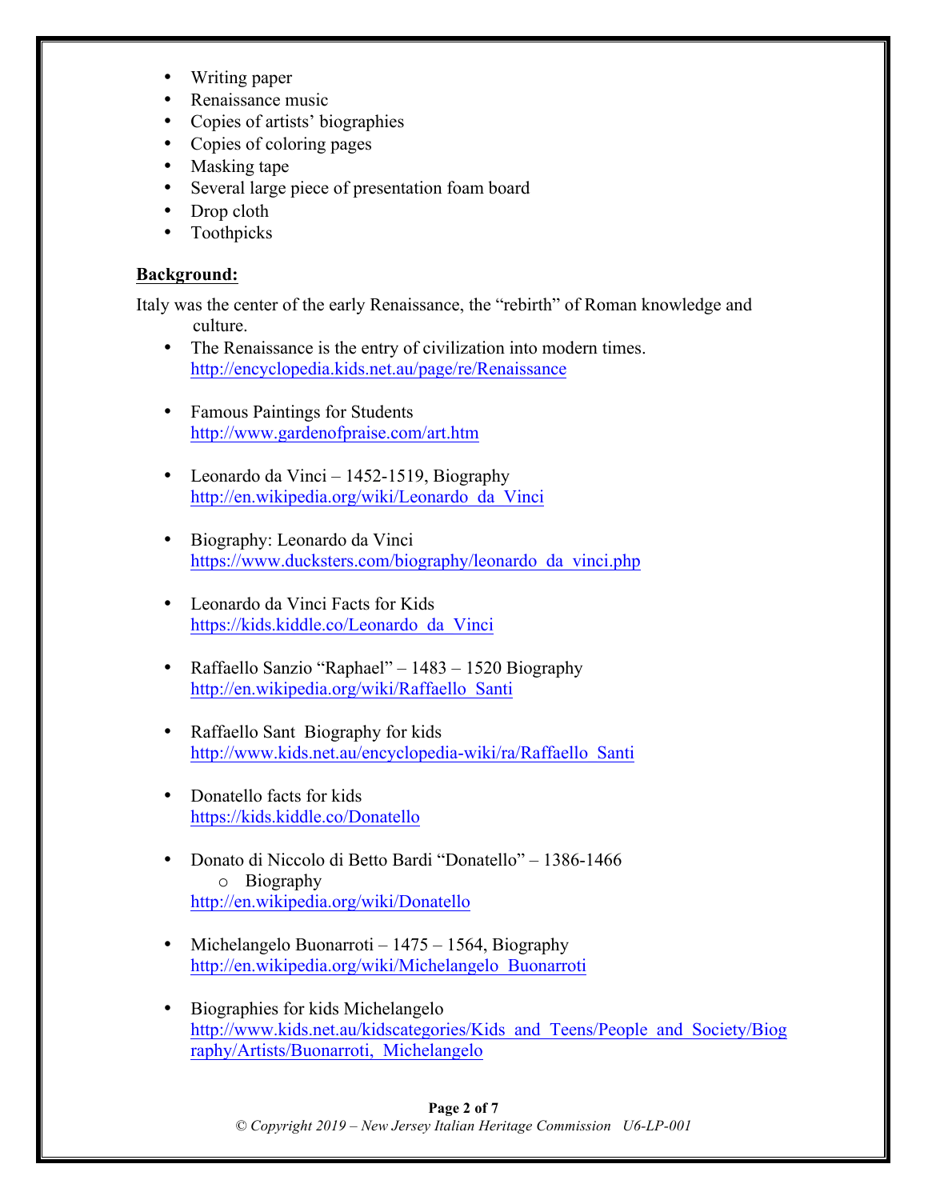- Writing paper
- Renaissance music
- Copies of artists' biographies
- Copies of coloring pages
- Masking tape
- Several large piece of presentation foam board
- Drop cloth
- Toothpicks

**Background:**

Italy was the center of the early Renaissance, the "rebirth" of Roman knowledge and culture.

- The Renaissance is the entry of civilization into modern times.
  http://encyclopedia.kids.net.au/page/re/Renaissance

- Famous Paintings for Students
  http://www.gardenofpraise.com/art.htm

- Leonardo da Vinci – 1452-1519, Biography
  http://en.wikipedia.org/wiki/Leonardo_da_Vinci

- Biography: Leonardo da Vinci
  https://www.ducksters.com/biography/leonardo_da_vinci.php

- Leonardo da Vinci Facts for Kids
  https://kids.kiddle.co/Leonardo_da_Vinci

- Raffaello Sanzio "Raphael" – 1483 – 1520 Biography
  http://en.wikipedia.org/wiki/Raffaello_Santi

- Raffaello Sant Biography for kids
  http://www.kids.net.au/encyclopedia-wiki/ra/Raffaello_Santi

- Donatello facts for kids
  https://kids.kiddle.co/Donatello

- Donato di Niccolo di Betto Bardi "Donatello" – 1386-1466
  - Biography

  http://en.wikipedia.org/wiki/Donatello

- Michelangelo Buonarroti – 1475 – 1564, Biography
  http://en.wikipedia.org/wiki/Michelangelo_Buonarroti

- Biographies for kids Michelangelo
  http://www.kids.net.au/kidscategories/Kids_and_Teens/People_and_Society/Biography/Artists/Buonarroti,_Michelangelo

© Copyright 2019 – New Jersey Italian Heritage Commission U6-LP-001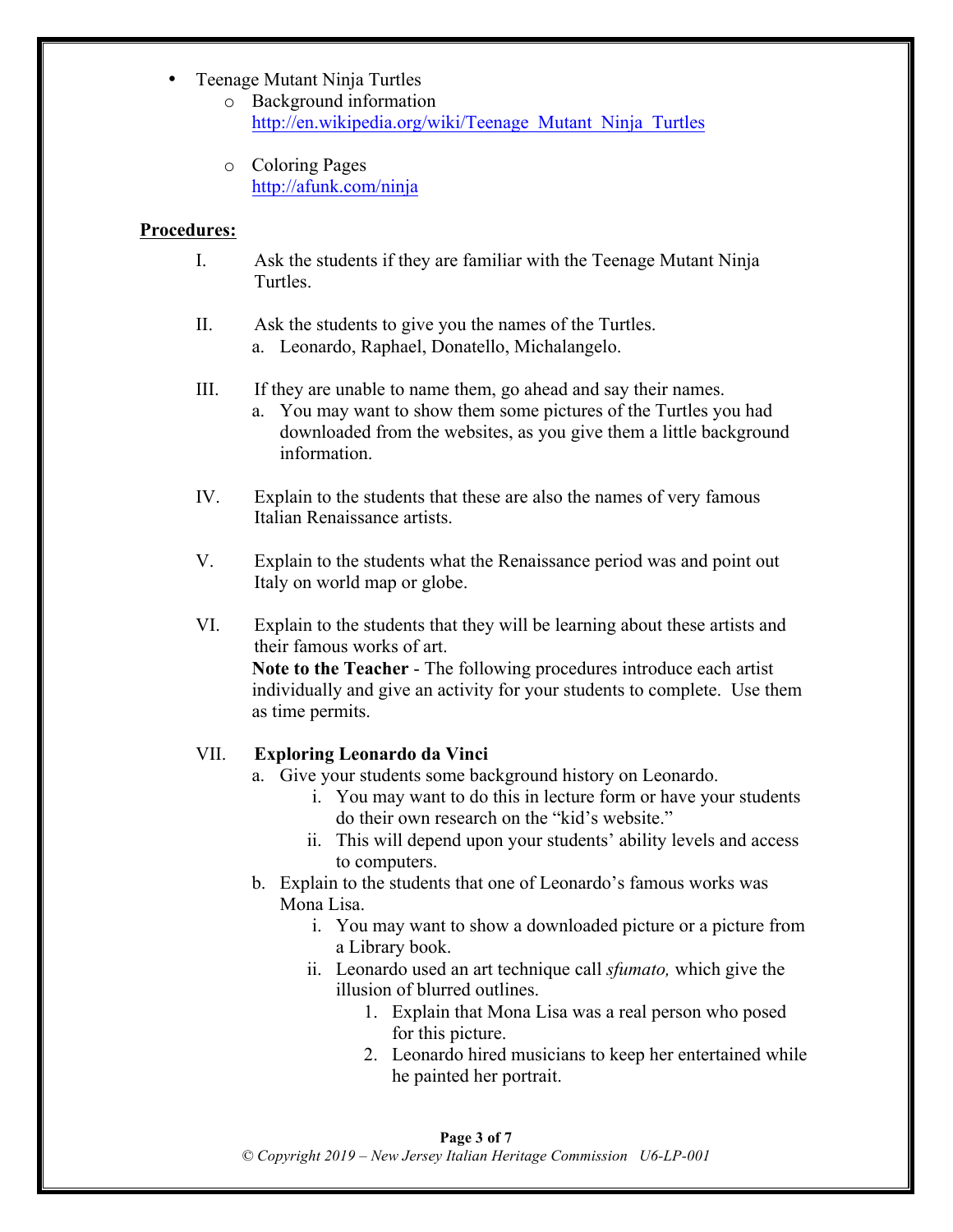- Teenage Mutant Ninja Turtles
    - Background information
      http://en.wikipedia.org/wiki/Teenage_Mutant_Ninja_Turtles
    - Coloring Pages
      http://afunk.com/ninja

**Procedures:**

I. Ask the students if they are familiar with the Teenage Mutant Ninja Turtles.

II. Ask the students to give you the names of the Turtles.
   a. Leonardo, Raphael, Donatello, Michalangelo.

III. If they are unable to name them, go ahead and say their names.
   a. You may want to show them some pictures of the Turtles you had downloaded from the websites, as you give them a little background information.

IV. Explain to the students that these are also the names of very famous Italian Renaissance artists.

V. Explain to the students what the Renaissance period was and point out Italy on world map or globe.

VI. Explain to the students that they will be learning about these artists and their famous works of art.
   **Note to the Teacher** - The following procedures introduce each artist individually and give an activity for your students to complete. Use them as time permits.

VII. **Exploring Leonardo da Vinci**
   a. Give your students some background history on Leonardo.
      i. You may want to do this in lecture form or have your students do their own research on the "kid's website."
      ii. This will depend upon your students' ability levels and access to computers.
   b. Explain to the students that one of Leonardo's famous works was Mona Lisa.
      i. You may want to show a downloaded picture or a picture from a Library book.
      ii. Leonardo used an art technique call *sfumato,* which give the illusion of blurred outlines.
         1. Explain that Mona Lisa was a real person who posed for this picture.
         2. Leonardo hired musicians to keep her entertained while he painted her portrait.

© Copyright 2019 – New Jersey Italian Heritage Commission U6-LP-001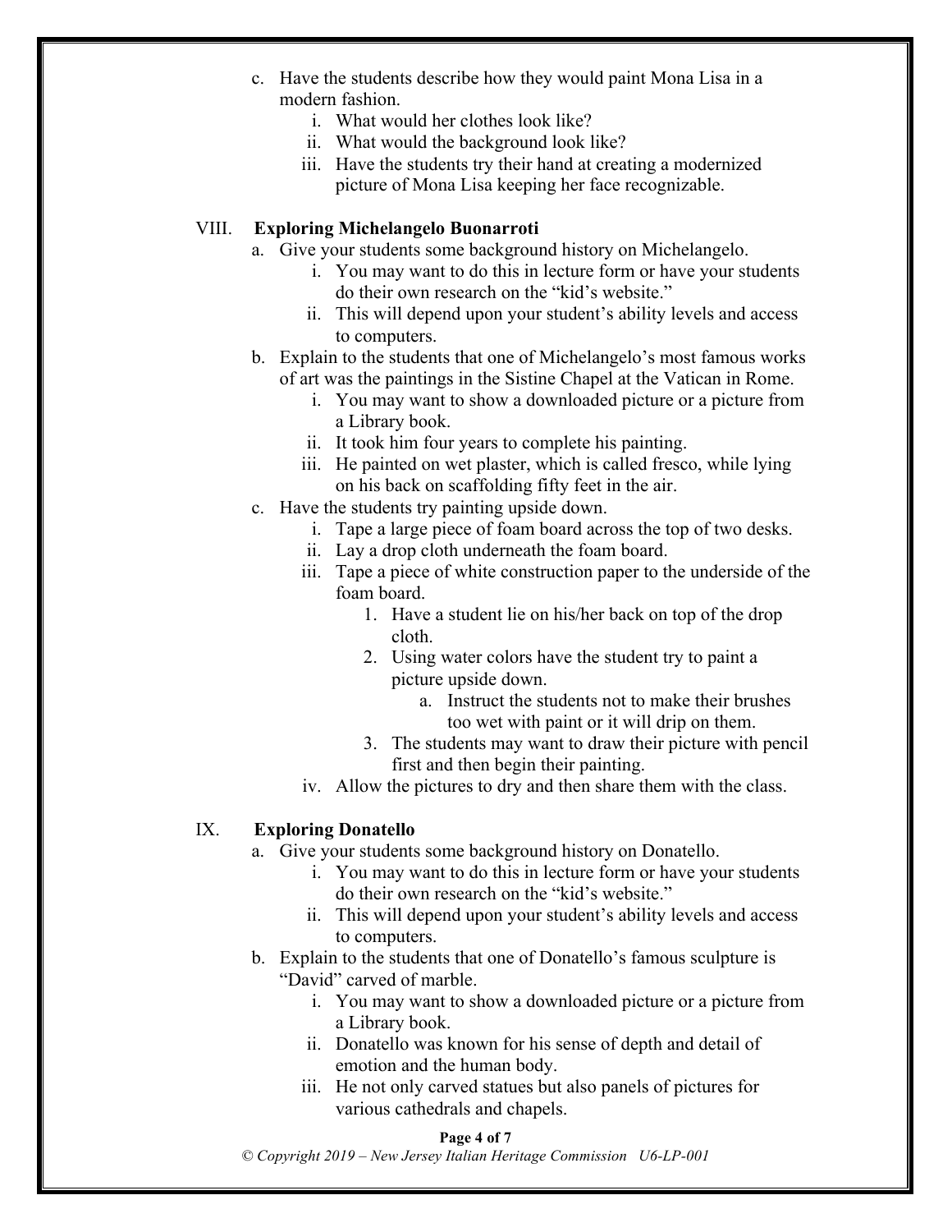c. Have the students describe how they would paint Mona Lisa in a modern fashion.
   i. What would her clothes look like?
   ii. What would the background look like?
   iii. Have the students try their hand at creating a modernized picture of Mona Lisa keeping her face recognizable.

VIII. **Exploring Michelangelo Buonarroti**

a. Give your students some background history on Michelangelo.
   i. You may want to do this in lecture form or have your students do their own research on the "kid's website."
   ii. This will depend upon your student's ability levels and access to computers.

b. Explain to the students that one of Michelangelo's most famous works of art was the paintings in the Sistine Chapel at the Vatican in Rome.
   i. You may want to show a downloaded picture or a picture from a Library book.
   ii. It took him four years to complete his painting.
   iii. He painted on wet plaster, which is called fresco, while lying on his back on scaffolding fifty feet in the air.

c. Have the students try painting upside down.
   i. Tape a large piece of foam board across the top of two desks.
   ii. Lay a drop cloth underneath the foam board.
   iii. Tape a piece of white construction paper to the underside of the foam board.
      1. Have a student lie on his/her back on top of the drop cloth.
      2. Using water colors have the student try to paint a picture upside down.
         a. Instruct the students not to make their brushes too wet with paint or it will drip on them.
      3. The students may want to draw their picture with pencil first and then begin their painting.
   iv. Allow the pictures to dry and then share them with the class.

IX. **Exploring Donatello**

a. Give your students some background history on Donatello.
   i. You may want to do this in lecture form or have your students do their own research on the "kid's website."
   ii. This will depend upon your student's ability levels and access to computers.

b. Explain to the students that one of Donatello's famous sculpture is "David" carved of marble.
   i. You may want to show a downloaded picture or a picture from a Library book.
   ii. Donatello was known for his sense of depth and detail of emotion and the human body.
   iii. He not only carved statues but also panels of pictures for various cathedrals and chapels.

*© Copyright 2019 – New Jersey Italian Heritage Commission U6-LP-001*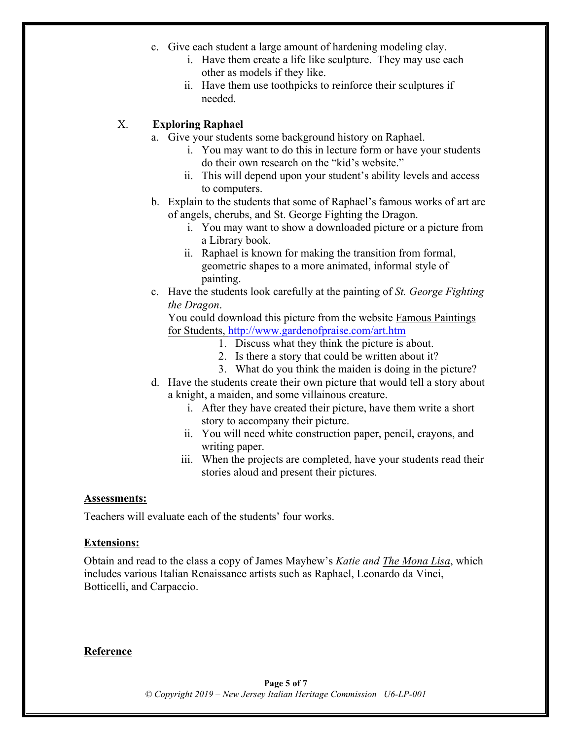c. Give each student a large amount of hardening modeling clay.
    i. Have them create a life like sculpture. They may use each other as models if they like.
    ii. Have them use toothpicks to reinforce their sculptures if needed.

X. **Exploring Raphael**

a. Give your students some background history on Raphael.
    i. You may want to do this in lecture form or have your students do their own research on the "kid's website."
    ii. This will depend upon your student's ability levels and access to computers.

b. Explain to the students that some of Raphael's famous works of art are of angels, cherubs, and St. George Fighting the Dragon.
    i. You may want to show a downloaded picture or a picture from a Library book.
    ii. Raphael is known for making the transition from formal, geometric shapes to a more animated, informal style of painting.

c. Have the students look carefully at the painting of *St. George Fighting the Dragon*.
You could download this picture from the website Famous Paintings for Students, http://www.gardenofpraise.com/art.htm
    1. Discuss what they think the picture is about.
    2. Is there a story that could be written about it?
    3. What do you think the maiden is doing in the picture?

d. Have the students create their own picture that would tell a story about a knight, a maiden, and some villainous creature.
    i. After they have created their picture, have them write a short story to accompany their picture.
    ii. You will need white construction paper, pencil, crayons, and writing paper.
    iii. When the projects are completed, have your students read their stories aloud and present their pictures.

**Assessments:**

Teachers will evaluate each of the students' four works.

**Extensions:**

Obtain and read to the class a copy of James Mayhew's *Katie and The Mona Lisa*, which includes various Italian Renaissance artists such as Raphael, Leonardo da Vinci, Botticelli, and Carpaccio.

**Reference**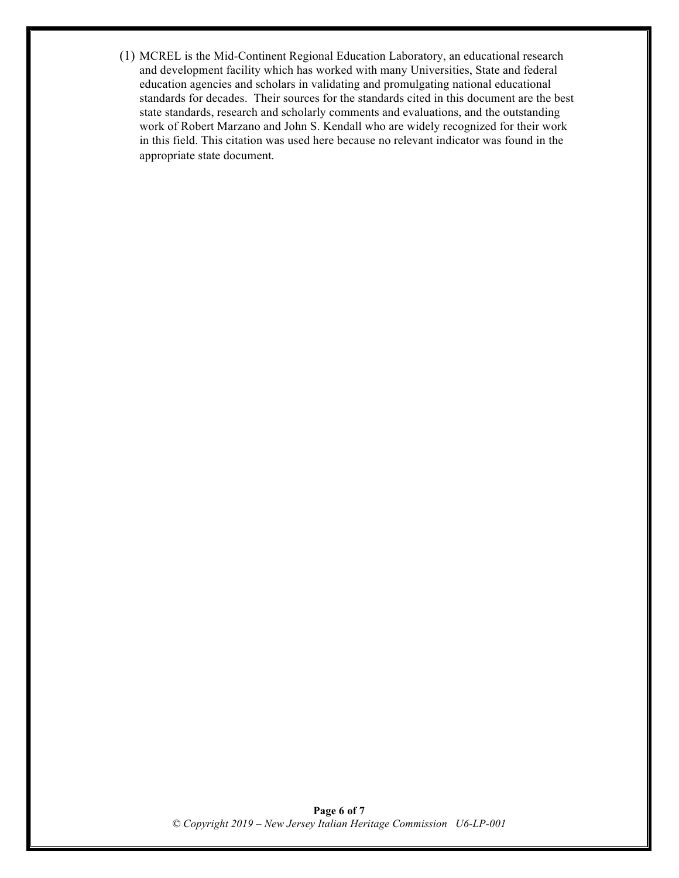(1) MCREL is the Mid-Continent Regional Education Laboratory, an educational research and development facility which has worked with many Universities, State and federal education agencies and scholars in validating and promulgating national educational standards for decades. Their sources for the standards cited in this document are the best state standards, research and scholarly comments and evaluations, and the outstanding work of Robert Marzano and John S. Kendall who are widely recognized for their work in this field. This citation was used here because no relevant indicator was found in the appropriate state document.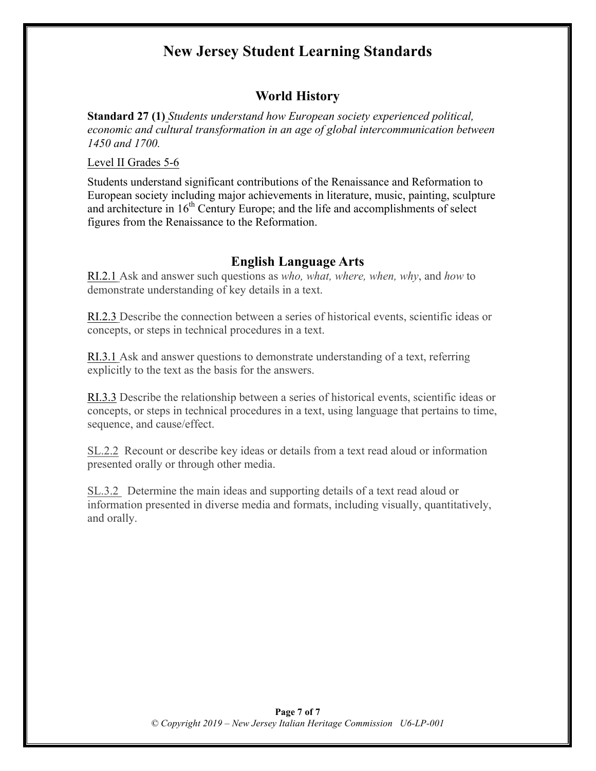# New Jersey Student Learning Standards

## World History

**Standard 27 (1)** *Students understand how European society experienced political, economic and cultural transformation in an age of global intercommunication between 1450 and 1700.*

Level II Grades 5-6

Students understand significant contributions of the Renaissance and Reformation to European society including major achievements in literature, music, painting, sculpture and architecture in 16th Century Europe; and the life and accomplishments of select figures from the Renaissance to the Reformation.

## English Language Arts

RI.2.1 Ask and answer such questions as *who, what, where, when, why*, and *how* to demonstrate understanding of key details in a text.

RI.2.3 Describe the connection between a series of historical events, scientific ideas or concepts, or steps in technical procedures in a text.

RI.3.1 Ask and answer questions to demonstrate understanding of a text, referring explicitly to the text as the basis for the answers.

RI.3.3 Describe the relationship between a series of historical events, scientific ideas or concepts, or steps in technical procedures in a text, using language that pertains to time, sequence, and cause/effect.

SL.2.2 Recount or describe key ideas or details from a text read aloud or information presented orally or through other media.

SL.3.2 Determine the main ideas and supporting details of a text read aloud or information presented in diverse media and formats, including visually, quantitatively, and orally.